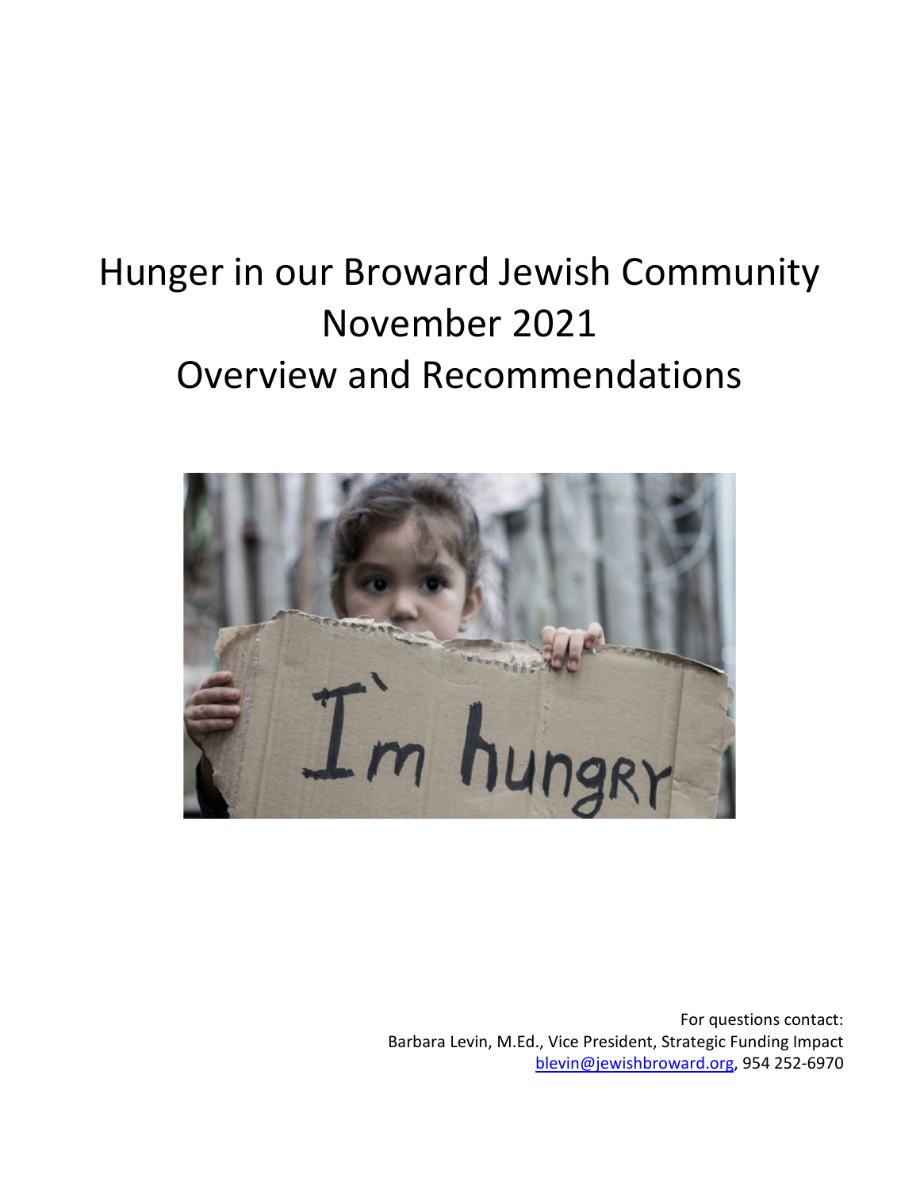# Hunger in our Broward Jewish Community
# November 2021
# Overview and Recommendations

For questions contact:
Barbara Levin, M.Ed., Vice President, Strategic Funding Impact
blevin@jewishbroward.org, 954 252-6970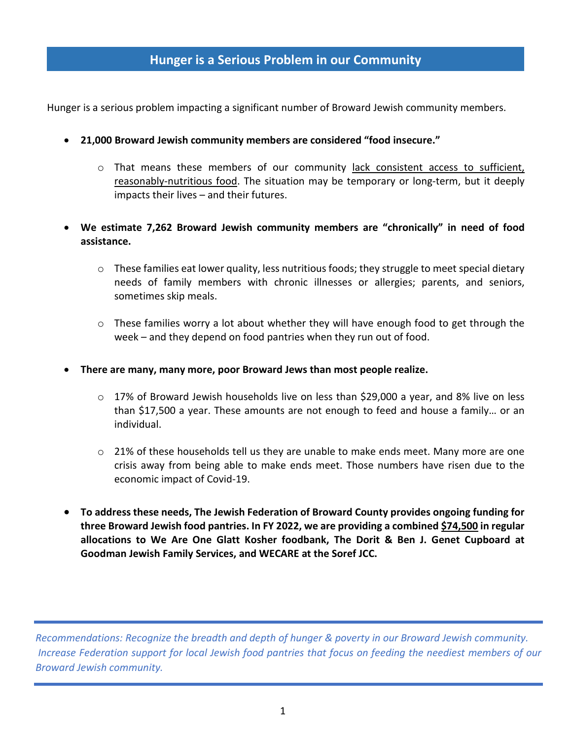## Hunger is a Serious Problem in our Community

Hunger is a serious problem impacting a significant number of Broward Jewish community members.

- **21,000 Broward Jewish community members are considered "food insecure."**
  - That means these members of our community <u>lack consistent access to sufficient, reasonably-nutritious food</u>. The situation may be temporary or long-term, but it deeply impacts their lives – and their futures.
- **We estimate 7,262 Broward Jewish community members are "chronically" in need of food assistance.**
  - These families eat lower quality, less nutritious foods; they struggle to meet special dietary needs of family members with chronic illnesses or allergies; parents, and seniors, sometimes skip meals.
  - These families worry a lot about whether they will have enough food to get through the week – and they depend on food pantries when they run out of food.
- **There are many, many more, poor Broward Jews than most people realize.**
  - 17% of Broward Jewish households live on less than $29,000 a year, and 8% live on less than $17,500 a year. These amounts are not enough to feed and house a family… or an individual.
  - 21% of these households tell us they are unable to make ends meet. Many more are one crisis away from being able to make ends meet. Those numbers have risen due to the economic impact of Covid-19.
- **To address these needs, The Jewish Federation of Broward County provides ongoing funding for three Broward Jewish food pantries. In FY 2022, we are providing a combined <u>$74,500</u> in regular allocations to We Are One Glatt Kosher foodbank, The Dorit & Ben J. Genet Cupboard at Goodman Jewish Family Services, and WECARE at the Soref JCC.**

---

*Recommendations: Recognize the breadth and depth of hunger & poverty in our Broward Jewish community. Increase Federation support for local Jewish food pantries that focus on feeding the neediest members of our Broward Jewish community.*

---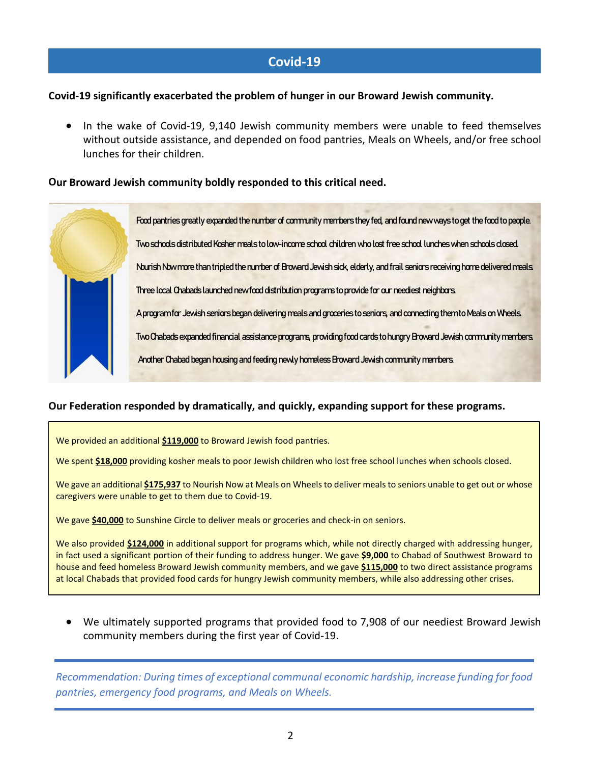## Covid-19

**Covid-19 significantly exacerbated the problem of hunger in our Broward Jewish community.**

- In the wake of Covid-19, 9,140 Jewish community members were unable to feed themselves without outside assistance, and depended on food pantries, Meals on Wheels, and/or free school lunches for their children.

**Our Broward Jewish community boldly responded to this critical need.**

Food pantries greatly expanded the number of community members they fed, and found new ways to get the food to people.

Two schools distributed Kosher meals to low-income school children who lost free school lunches when schools closed.

Nourish Now more than tripled the number of Broward Jewish sick, elderly, and frail seniors receiving home delivered meals.

Three local Chabads launched new food distribution programs to provide for our neediest neighbors.

A program for Jewish seniors began delivering meals and groceries to seniors, and connecting them to Meals on Wheels.

Two Chabads expanded financial assistance programs, providing food cards to hungry Broward Jewish community members.

Another Chabad began housing and feeding newly homeless Broward Jewish community members.

**Our Federation responded by dramatically, and quickly, expanding support for these programs.**

We provided an additional **$119,000** to Broward Jewish food pantries.

We spent **$18,000** providing kosher meals to poor Jewish children who lost free school lunches when schools closed.

We gave an additional **$175,937** to Nourish Now at Meals on Wheels to deliver meals to seniors unable to get out or whose caregivers were unable to get to them due to Covid-19.

We gave **$40,000** to Sunshine Circle to deliver meals or groceries and check-in on seniors.

We also provided **$124,000** in additional support for programs which, while not directly charged with addressing hunger, in fact used a significant portion of their funding to address hunger. We gave **$9,000** to Chabad of Southwest Broward to house and feed homeless Broward Jewish community members, and we gave **$115,000** to two direct assistance programs at local Chabads that provided food cards for hungry Jewish community members, while also addressing other crises.

- We ultimately supported programs that provided food to 7,908 of our neediest Broward Jewish community members during the first year of Covid-19.

---

*Recommendation: During times of exceptional communal economic hardship, increase funding for food pantries, emergency food programs, and Meals on Wheels.*

---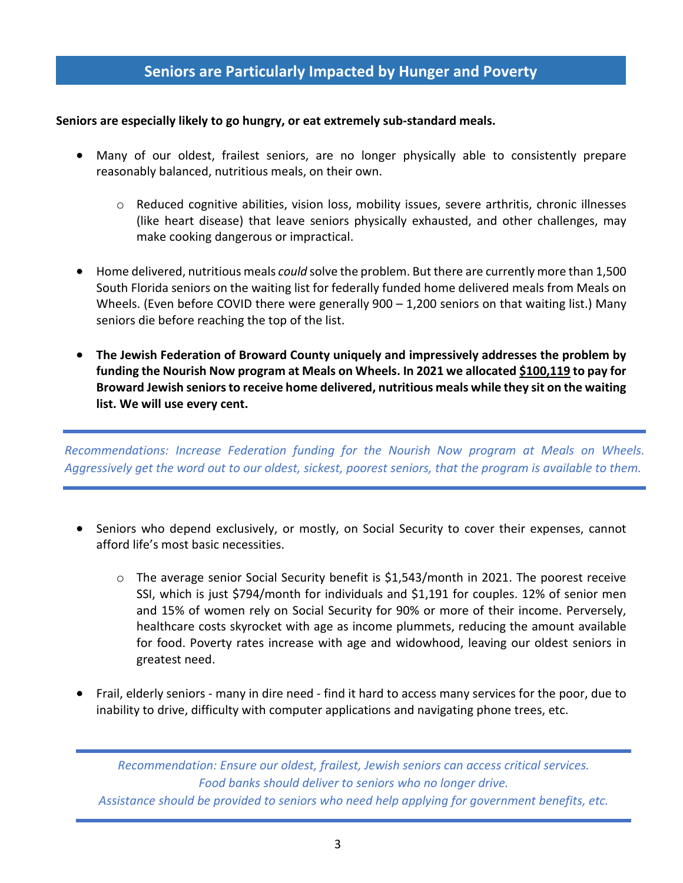## Seniors are Particularly Impacted by Hunger and Poverty

**Seniors are especially likely to go hungry, or eat extremely sub-standard meals.**

- Many of our oldest, frailest seniors, are no longer physically able to consistently prepare reasonably balanced, nutritious meals, on their own.
  - Reduced cognitive abilities, vision loss, mobility issues, severe arthritis, chronic illnesses (like heart disease) that leave seniors physically exhausted, and other challenges, may make cooking dangerous or impractical.
- Home delivered, nutritious meals *could* solve the problem. But there are currently more than 1,500 South Florida seniors on the waiting list for federally funded home delivered meals from Meals on Wheels. (Even before COVID there were generally 900 – 1,200 seniors on that waiting list.) Many seniors die before reaching the top of the list.
- **The Jewish Federation of Broward County uniquely and impressively addresses the problem by funding the Nourish Now program at Meals on Wheels. In 2021 we allocated <u>$100,119</u> to pay for Broward Jewish seniors to receive home delivered, nutritious meals while they sit on the waiting list. We will use every cent.**

---

*Recommendations: Increase Federation funding for the Nourish Now program at Meals on Wheels. Aggressively get the word out to our oldest, sickest, poorest seniors, that the program is available to them.*

---

- Seniors who depend exclusively, or mostly, on Social Security to cover their expenses, cannot afford life's most basic necessities.
  - The average senior Social Security benefit is $1,543/month in 2021. The poorest receive SSI, which is just $794/month for individuals and $1,191 for couples. 12% of senior men and 15% of women rely on Social Security for 90% or more of their income. Perversely, healthcare costs skyrocket with age as income plummets, reducing the amount available for food. Poverty rates increase with age and widowhood, leaving our oldest seniors in greatest need.
- Frail, elderly seniors - many in dire need - find it hard to access many services for the poor, due to inability to drive, difficulty with computer applications and navigating phone trees, etc.

---

*Recommendation: Ensure our oldest, frailest, Jewish seniors can access critical services.*
*Food banks should deliver to seniors who no longer drive.*
*Assistance should be provided to seniors who need help applying for government benefits, etc.*

---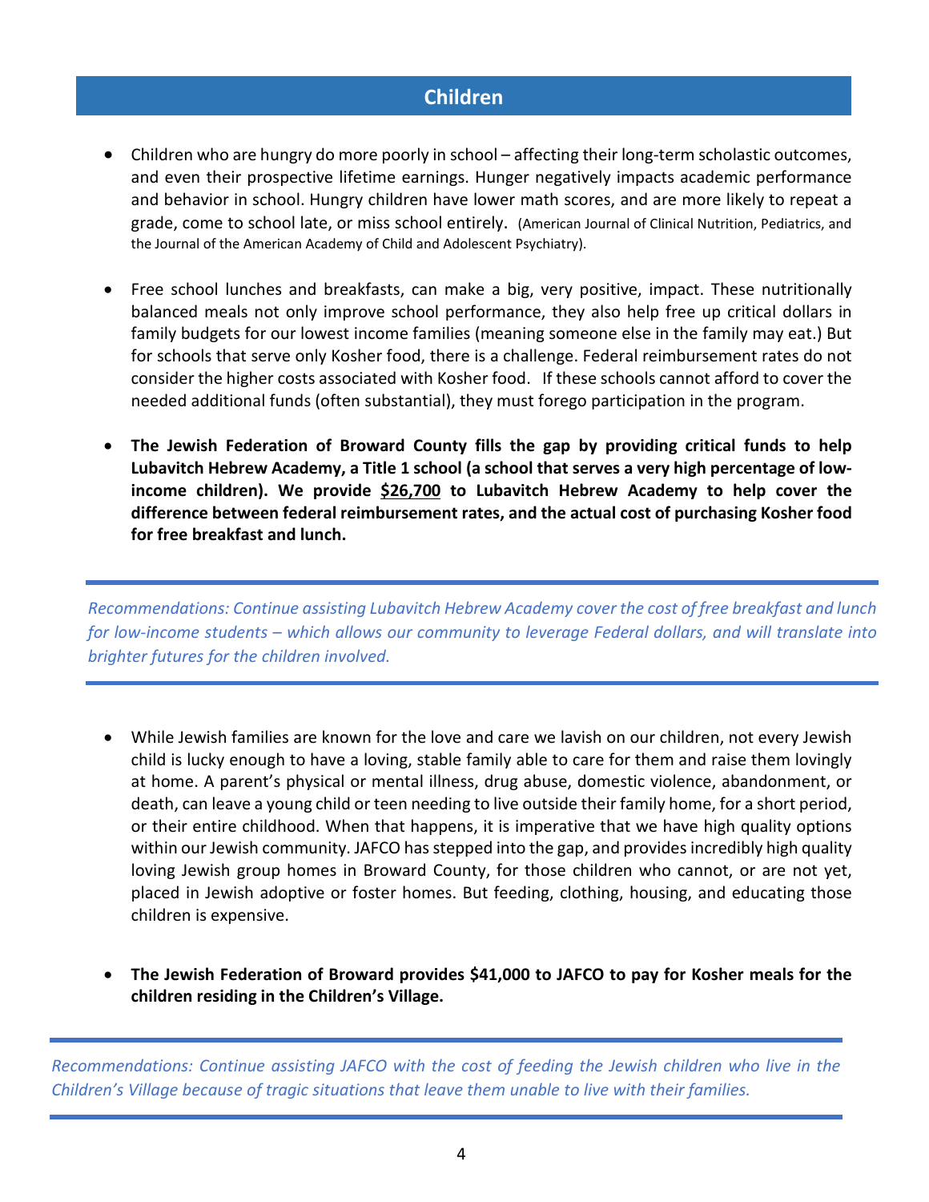## Children

- Children who are hungry do more poorly in school – affecting their long-term scholastic outcomes, and even their prospective lifetime earnings. Hunger negatively impacts academic performance and behavior in school. Hungry children have lower math scores, and are more likely to repeat a grade, come to school late, or miss school entirely. (American Journal of Clinical Nutrition, Pediatrics, and the Journal of the American Academy of Child and Adolescent Psychiatry).

- Free school lunches and breakfasts, can make a big, very positive, impact. These nutritionally balanced meals not only improve school performance, they also help free up critical dollars in family budgets for our lowest income families (meaning someone else in the family may eat.) But for schools that serve only Kosher food, there is a challenge. Federal reimbursement rates do not consider the higher costs associated with Kosher food. If these schools cannot afford to cover the needed additional funds (often substantial), they must forego participation in the program.

- **The Jewish Federation of Broward County fills the gap by providing critical funds to help Lubavitch Hebrew Academy, a Title 1 school (a school that serves a very high percentage of low-income children). We provide <u>$26,700</u> to Lubavitch Hebrew Academy to help cover the difference between federal reimbursement rates, and the actual cost of purchasing Kosher food for free breakfast and lunch.**

---

*Recommendations: Continue assisting Lubavitch Hebrew Academy cover the cost of free breakfast and lunch for low-income students – which allows our community to leverage Federal dollars, and will translate into brighter futures for the children involved.*

---

- While Jewish families are known for the love and care we lavish on our children, not every Jewish child is lucky enough to have a loving, stable family able to care for them and raise them lovingly at home. A parent's physical or mental illness, drug abuse, domestic violence, abandonment, or death, can leave a young child or teen needing to live outside their family home, for a short period, or their entire childhood. When that happens, it is imperative that we have high quality options within our Jewish community. JAFCO has stepped into the gap, and provides incredibly high quality loving Jewish group homes in Broward County, for those children who cannot, or are not yet, placed in Jewish adoptive or foster homes. But feeding, clothing, housing, and educating those children is expensive.

- **The Jewish Federation of Broward provides $41,000 to JAFCO to pay for Kosher meals for the children residing in the Children's Village.**

---

*Recommendations: Continue assisting JAFCO with the cost of feeding the Jewish children who live in the Children's Village because of tragic situations that leave them unable to live with their families.*

---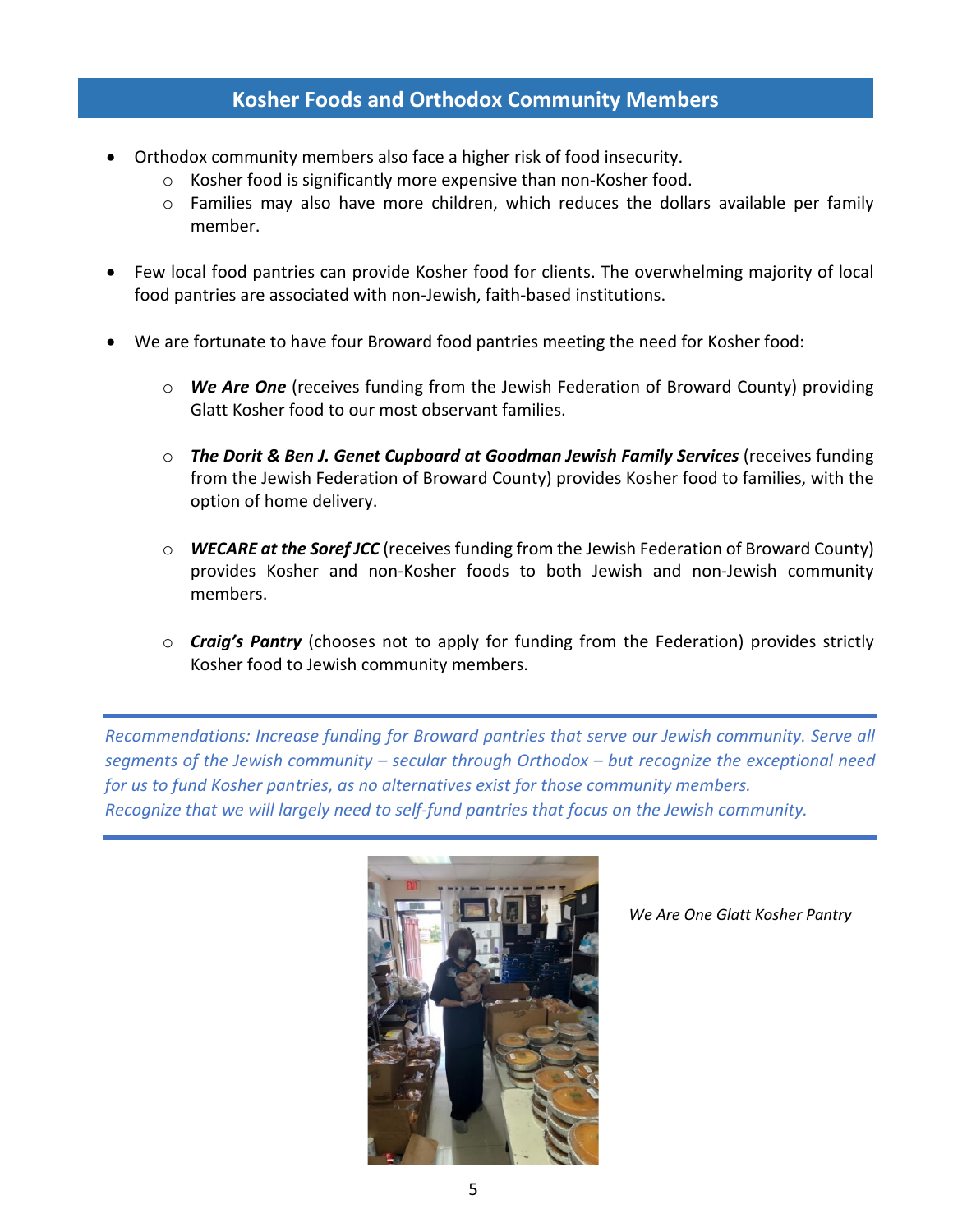## Kosher Foods and Orthodox Community Members

- Orthodox community members also face a higher risk of food insecurity.
  - Kosher food is significantly more expensive than non-Kosher food.
  - Families may also have more children, which reduces the dollars available per family member.

- Few local food pantries can provide Kosher food for clients. The overwhelming majority of local food pantries are associated with non-Jewish, faith-based institutions.

- We are fortunate to have four Broward food pantries meeting the need for Kosher food:

  - ***We Are One*** (receives funding from the Jewish Federation of Broward County) providing Glatt Kosher food to our most observant families.

  - ***The Dorit & Ben J. Genet Cupboard at Goodman Jewish Family Services*** (receives funding from the Jewish Federation of Broward County) provides Kosher food to families, with the option of home delivery.

  - ***WECARE at the Soref JCC*** (receives funding from the Jewish Federation of Broward County) provides Kosher and non-Kosher foods to both Jewish and non-Jewish community members.

  - ***Craig's Pantry*** (chooses not to apply for funding from the Federation) provides strictly Kosher food to Jewish community members.

*Recommendations: Increase funding for Broward pantries that serve our Jewish community. Serve all segments of the Jewish community – secular through Orthodox – but recognize the exceptional need for us to fund Kosher pantries, as no alternatives exist for those community members.*
*Recognize that we will largely need to self-fund pantries that focus on the Jewish community.*

*We Are One Glatt Kosher Pantry*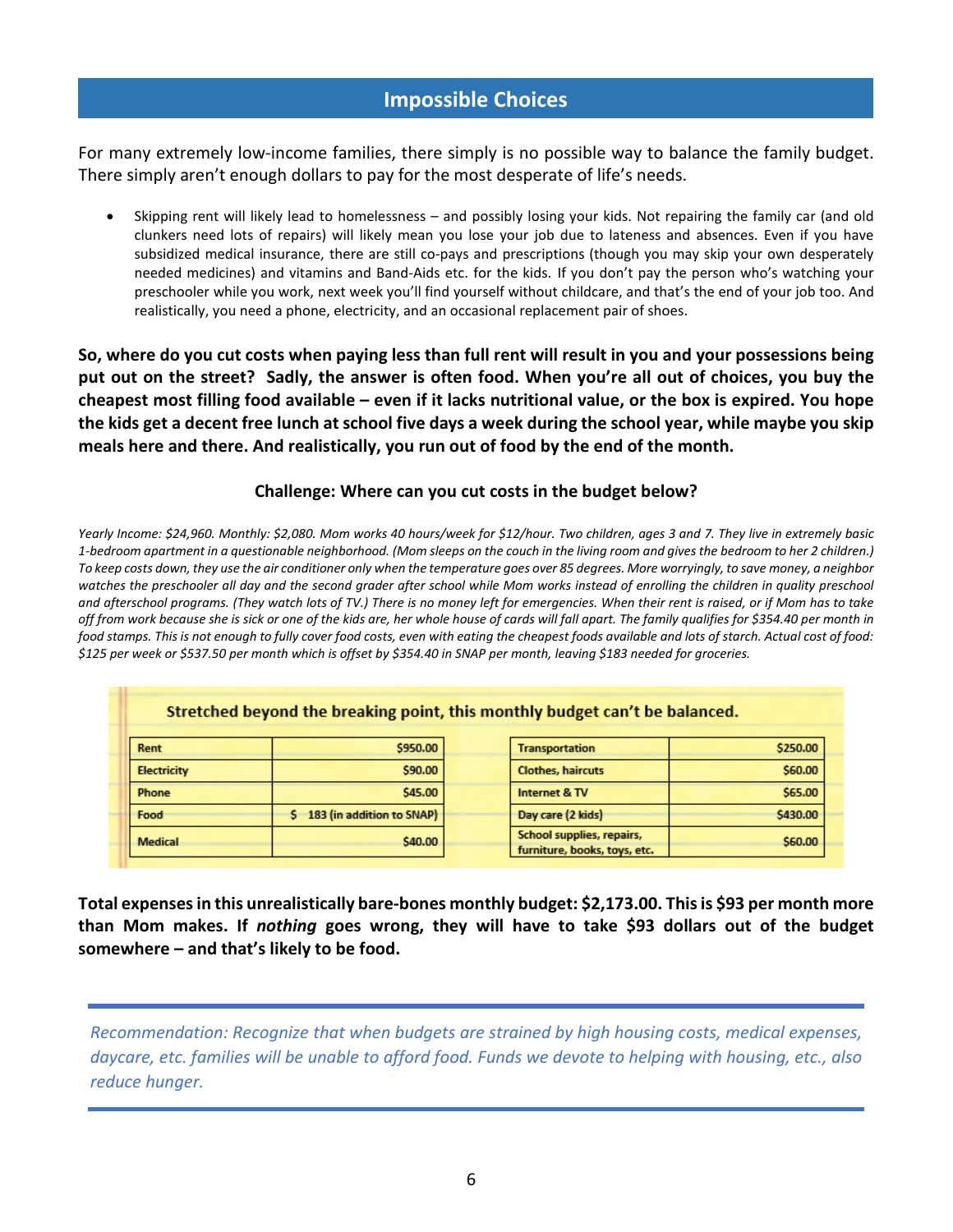## Impossible Choices

For many extremely low-income families, there simply is no possible way to balance the family budget. There simply aren't enough dollars to pay for the most desperate of life's needs.

- Skipping rent will likely lead to homelessness – and possibly losing your kids. Not repairing the family car (and old clunkers need lots of repairs) will likely mean you lose your job due to lateness and absences. Even if you have subsidized medical insurance, there are still co-pays and prescriptions (though you may skip your own desperately needed medicines) and vitamins and Band-Aids etc. for the kids. If you don't pay the person who's watching your preschooler while you work, next week you'll find yourself without childcare, and that's the end of your job too. And realistically, you need a phone, electricity, and an occasional replacement pair of shoes.

**So, where do you cut costs when paying less than full rent will result in you and your possessions being put out on the street? Sadly, the answer is often food. When you're all out of choices, you buy the cheapest most filling food available – even if it lacks nutritional value, or the box is expired. You hope the kids get a decent free lunch at school five days a week during the school year, while maybe you skip meals here and there. And realistically, you run out of food by the end of the month.**

**Challenge: Where can you cut costs in the budget below?**

*Yearly Income: $24,960. Monthly: $2,080. Mom works 40 hours/week for $12/hour. Two children, ages 3 and 7. They live in extremely basic 1-bedroom apartment in a questionable neighborhood. (Mom sleeps on the couch in the living room and gives the bedroom to her 2 children.) To keep costs down, they use the air conditioner only when the temperature goes over 85 degrees. More worryingly, to save money, a neighbor watches the preschooler all day and the second grader after school while Mom works instead of enrolling the children in quality preschool and afterschool programs. (They watch lots of TV.) There is no money left for emergencies. When their rent is raised, or if Mom has to take off from work because she is sick or one of the kids are, her whole house of cards will fall apart. The family qualifies for $354.40 per month in food stamps. This is not enough to fully cover food costs, even with eating the cheapest foods available and lots of starch. Actual cost of food: $125 per week or $537.50 per month which is offset by $354.40 in SNAP per month, leaving $183 needed for groceries.*

**Stretched beyond the breaking point, this monthly budget can't be balanced.**

| Item | Amount | Item | Amount |
|---|---|---|---|
| Rent | $950.00 | Transportation | $250.00 |
| Electricity | $90.00 | Clothes, haircuts | $60.00 |
| Phone | $45.00 | Internet & TV | $65.00 |
| Food | $ 183 (in addition to SNAP) | Day care (2 kids) | $430.00 |
| Medical | $40.00 | School supplies, repairs, furniture, books, toys, etc. | $60.00 |

**Total expenses in this unrealistically bare-bones monthly budget: $2,173.00. This is $93 per month more than Mom makes. If *nothing* goes wrong, they will have to take $93 dollars out of the budget somewhere – and that's likely to be food.**

---

*Recommendation: Recognize that when budgets are strained by high housing costs, medical expenses, daycare, etc. families will be unable to afford food. Funds we devote to helping with housing, etc., also reduce hunger.*

---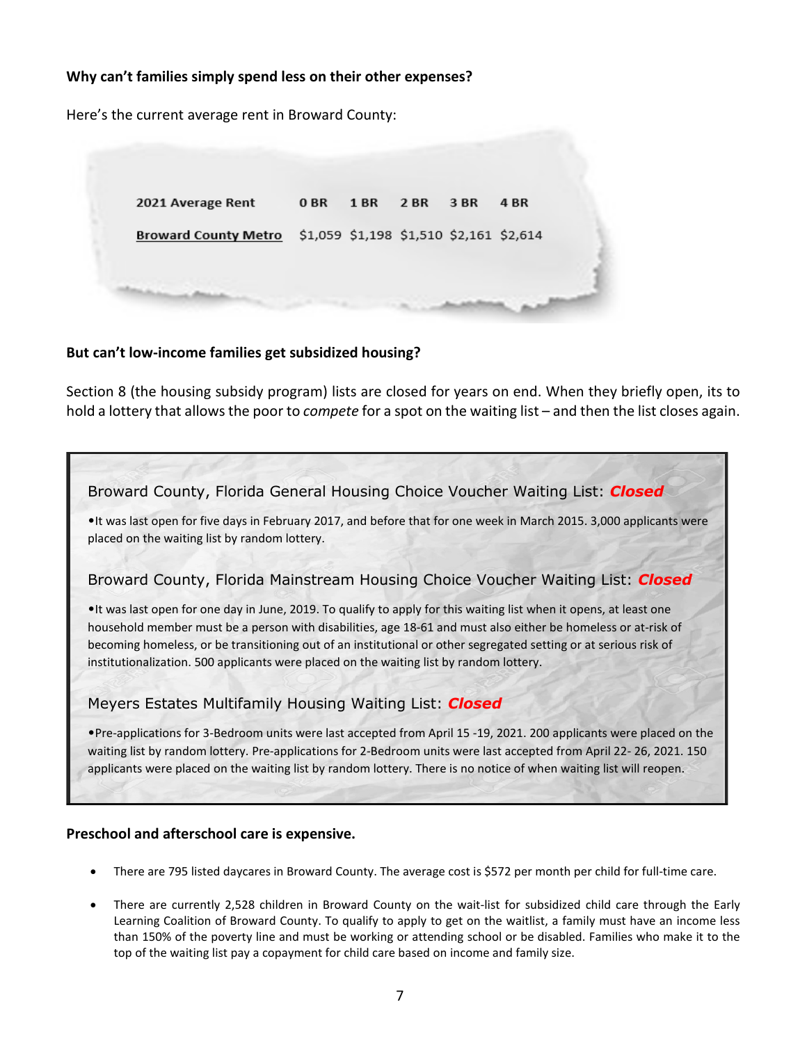**Why can't families simply spend less on their other expenses?**

Here's the current average rent in Broward County:

| 2021 Average Rent | 0 BR | 1 BR | 2 BR | 3 BR | 4 BR |
|---|---|---|---|---|---|
| Broward County Metro | $1,059 | $1,198 | $1,510 | $2,161 | $2,614 |

**But can't low-income families get subsidized housing?**

Section 8 (the housing subsidy program) lists are closed for years on end. When they briefly open, its to hold a lottery that allows the poor to *compete* for a spot on the waiting list – and then the list closes again.

Broward County, Florida General Housing Choice Voucher Waiting List: ***Closed***

- It was last open for five days in February 2017, and before that for one week in March 2015. 3,000 applicants were placed on the waiting list by random lottery.

Broward County, Florida Mainstream Housing Choice Voucher Waiting List: ***Closed***

- It was last open for one day in June, 2019. To qualify to apply for this waiting list when it opens, at least one household member must be a person with disabilities, age 18-61 and must also either be homeless or at-risk of becoming homeless, or be transitioning out of an institutional or other segregated setting or at serious risk of institutionalization. 500 applicants were placed on the waiting list by random lottery.

Meyers Estates Multifamily Housing Waiting List: ***Closed***

- Pre-applications for 3-Bedroom units were last accepted from April 15 -19, 2021. 200 applicants were placed on the waiting list by random lottery. Pre-applications for 2-Bedroom units were last accepted from April 22- 26, 2021. 150 applicants were placed on the waiting list by random lottery. There is no notice of when waiting list will reopen.

**Preschool and afterschool care is expensive.**

- There are 795 listed daycares in Broward County. The average cost is $572 per month per child for full-time care.
- There are currently 2,528 children in Broward County on the wait-list for subsidized child care through the Early Learning Coalition of Broward County. To qualify to apply to get on the waitlist, a family must have an income less than 150% of the poverty line and must be working or attending school or be disabled. Families who make it to the top of the waiting list pay a copayment for child care based on income and family size.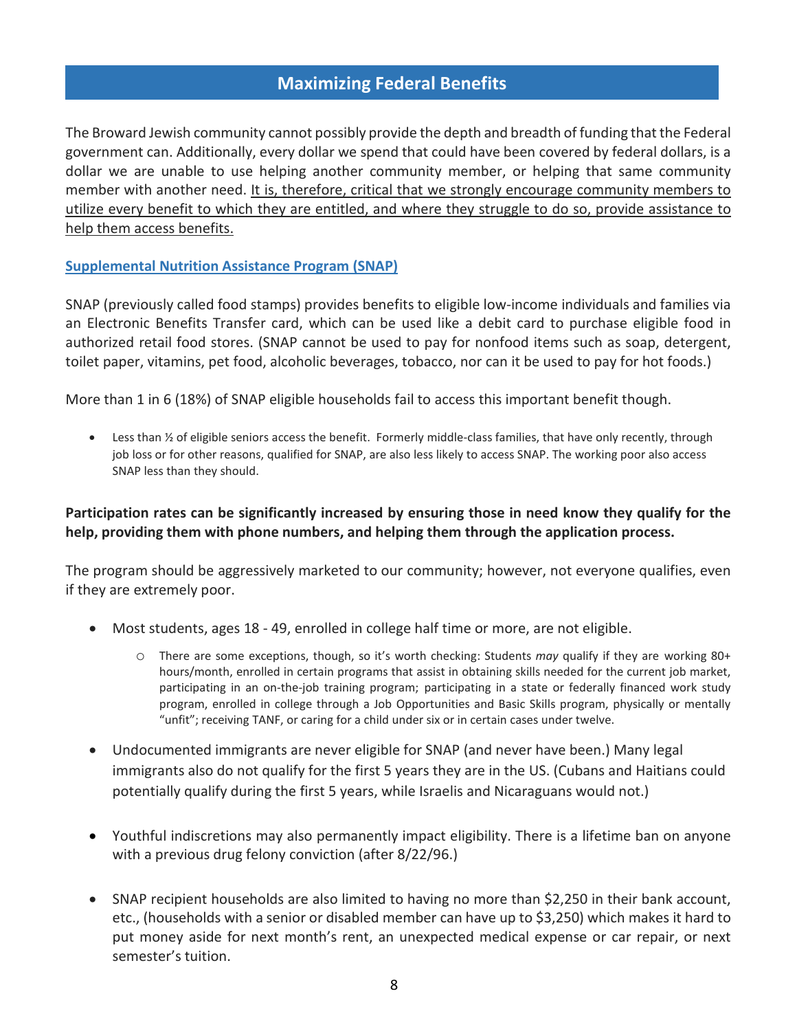## Maximizing Federal Benefits

The Broward Jewish community cannot possibly provide the depth and breadth of funding that the Federal government can. Additionally, every dollar we spend that could have been covered by federal dollars, is a dollar we are unable to use helping another community member, or helping that same community member with another need. <u>It is, therefore, critical that we strongly encourage community members to utilize every benefit to which they are entitled, and where they struggle to do so, provide assistance to help them access benefits.</u>

### Supplemental Nutrition Assistance Program (SNAP)

SNAP (previously called food stamps) provides benefits to eligible low-income individuals and families via an Electronic Benefits Transfer card, which can be used like a debit card to purchase eligible food in authorized retail food stores. (SNAP cannot be used to pay for nonfood items such as soap, detergent, toilet paper, vitamins, pet food, alcoholic beverages, tobacco, nor can it be used to pay for hot foods.)

More than 1 in 6 (18%) of SNAP eligible households fail to access this important benefit though.

- Less than ½ of eligible seniors access the benefit. Formerly middle-class families, that have only recently, through job loss or for other reasons, qualified for SNAP, are also less likely to access SNAP. The working poor also access SNAP less than they should.

**Participation rates can be significantly increased by ensuring those in need know they qualify for the help, providing them with phone numbers, and helping them through the application process.**

The program should be aggressively marketed to our community; however, not everyone qualifies, even if they are extremely poor.

- Most students, ages 18 - 49, enrolled in college half time or more, are not eligible.
  - There are some exceptions, though, so it's worth checking: Students *may* qualify if they are working 80+ hours/month, enrolled in certain programs that assist in obtaining skills needed for the current job market, participating in an on-the-job training program; participating in a state or federally financed work study program, enrolled in college through a Job Opportunities and Basic Skills program, physically or mentally "unfit"; receiving TANF, or caring for a child under six or in certain cases under twelve.
- Undocumented immigrants are never eligible for SNAP (and never have been.) Many legal immigrants also do not qualify for the first 5 years they are in the US. (Cubans and Haitians could potentially qualify during the first 5 years, while Israelis and Nicaraguans would not.)
- Youthful indiscretions may also permanently impact eligibility. There is a lifetime ban on anyone with a previous drug felony conviction (after 8/22/96.)
- SNAP recipient households are also limited to having no more than $2,250 in their bank account, etc., (households with a senior or disabled member can have up to $3,250) which makes it hard to put money aside for next month's rent, an unexpected medical expense or car repair, or next semester's tuition.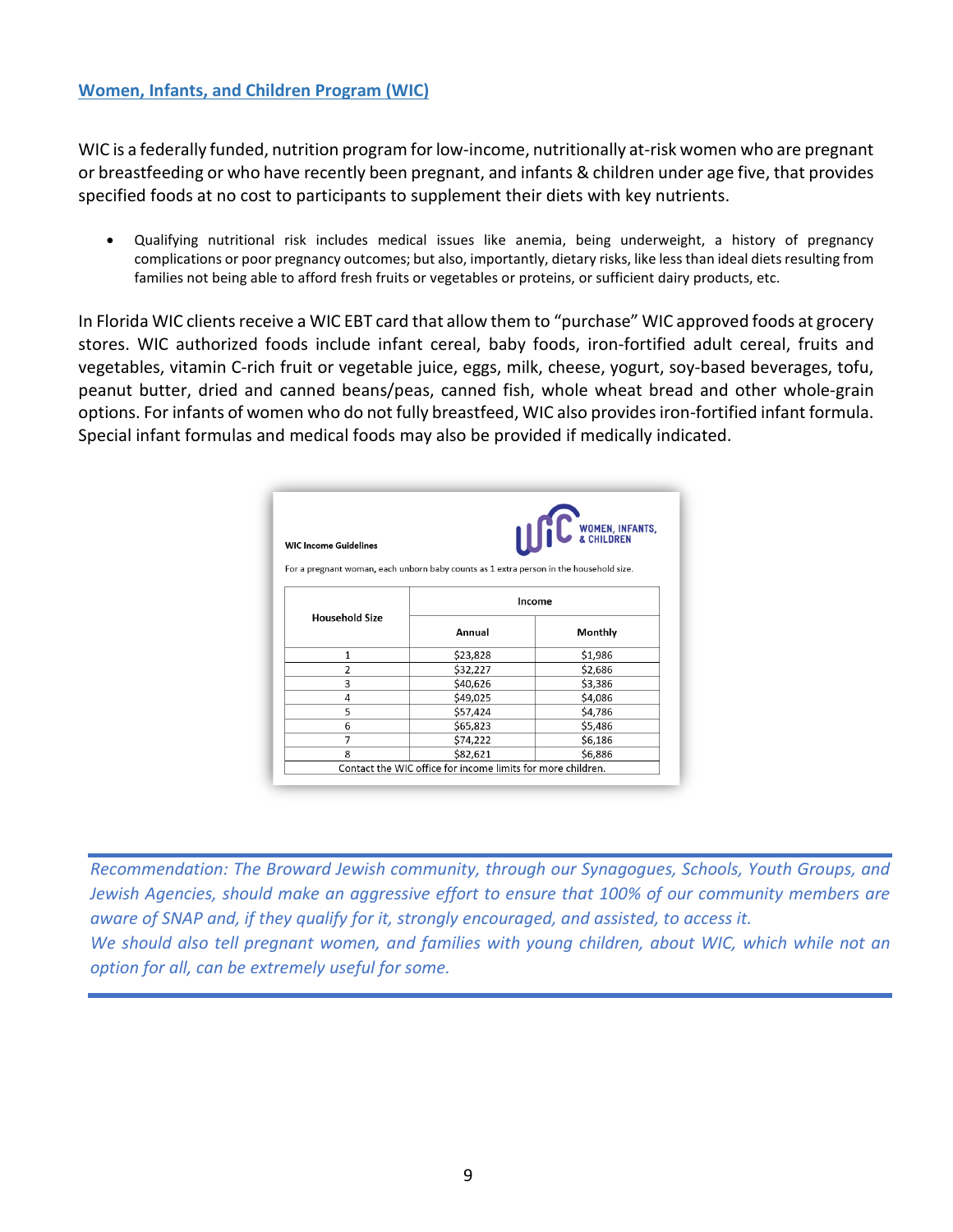## Women, Infants, and Children Program (WIC)

WIC is a federally funded, nutrition program for low-income, nutritionally at-risk women who are pregnant or breastfeeding or who have recently been pregnant, and infants & children under age five, that provides specified foods at no cost to participants to supplement their diets with key nutrients.

- Qualifying nutritional risk includes medical issues like anemia, being underweight, a history of pregnancy complications or poor pregnancy outcomes; but also, importantly, dietary risks, like less than ideal diets resulting from families not being able to afford fresh fruits or vegetables or proteins, or sufficient dairy products, etc.

In Florida WIC clients receive a WIC EBT card that allow them to "purchase" WIC approved foods at grocery stores. WIC authorized foods include infant cereal, baby foods, iron-fortified adult cereal, fruits and vegetables, vitamin C-rich fruit or vegetable juice, eggs, milk, cheese, yogurt, soy-based beverages, tofu, peanut butter, dried and canned beans/peas, canned fish, whole wheat bread and other whole-grain options. For infants of women who do not fully breastfeed, WIC also provides iron-fortified infant formula. Special infant formulas and medical foods may also be provided if medically indicated.

**WIC Income Guidelines** — WIC WOMEN, INFANTS, & CHILDREN

For a pregnant woman, each unborn baby counts as 1 extra person in the household size.

| Household Size | Income | |
|---|---|---|
| | Annual | Monthly |
| 1 | $23,828 | $1,986 |
| 2 | $32,227 | $2,686 |
| 3 | $40,626 | $3,386 |
| 4 | $49,025 | $4,086 |
| 5 | $57,424 | $4,786 |
| 6 | $65,823 | $5,486 |
| 7 | $74,222 | $6,186 |
| 8 | $82,621 | $6,886 |
| Contact the WIC office for income limits for more children. | | |

*Recommendation: The Broward Jewish community, through our Synagogues, Schools, Youth Groups, and Jewish Agencies, should make an aggressive effort to ensure that 100% of our community members are aware of SNAP and, if they qualify for it, strongly encouraged, and assisted, to access it.*
*We should also tell pregnant women, and families with young children, about WIC, which while not an option for all, can be extremely useful for some.*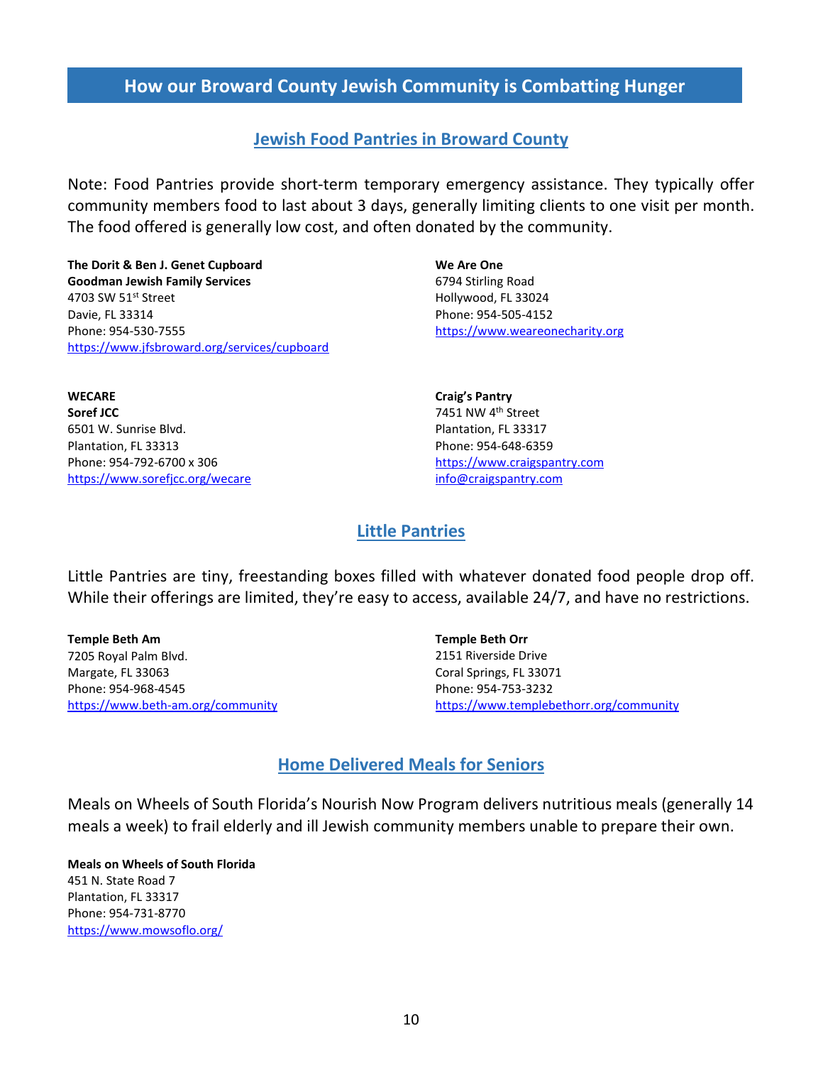# How our Broward County Jewish Community is Combatting Hunger

## Jewish Food Pantries in Broward County

Note: Food Pantries provide short-term temporary emergency assistance. They typically offer community members food to last about 3 days, generally limiting clients to one visit per month. The food offered is generally low cost, and often donated by the community.

**The Dorit & Ben J. Genet Cupboard**
**Goodman Jewish Family Services**
4703 SW 51st Street
Davie, FL 33314
Phone: 954-530-7555
https://www.jfsbroward.org/services/cupboard

**We Are One**
6794 Stirling Road
Hollywood, FL 33024
Phone: 954-505-4152
https://www.weareonecharity.org

**WECARE**
**Soref JCC**
6501 W. Sunrise Blvd.
Plantation, FL 33313
Phone: 954-792-6700 x 306
https://www.sorefjcc.org/wecare

**Craig's Pantry**
7451 NW 4th Street
Plantation, FL 33317
Phone: 954-648-6359
https://www.craigspantry.com
info@craigspantry.com

## Little Pantries

Little Pantries are tiny, freestanding boxes filled with whatever donated food people drop off. While their offerings are limited, they're easy to access, available 24/7, and have no restrictions.

**Temple Beth Am**
7205 Royal Palm Blvd.
Margate, FL 33063
Phone: 954-968-4545
https://www.beth-am.org/community

**Temple Beth Orr**
2151 Riverside Drive
Coral Springs, FL 33071
Phone: 954-753-3232
https://www.templebethorr.org/community

## Home Delivered Meals for Seniors

Meals on Wheels of South Florida's Nourish Now Program delivers nutritious meals (generally 14 meals a week) to frail elderly and ill Jewish community members unable to prepare their own.

**Meals on Wheels of South Florida**
451 N. State Road 7
Plantation, FL 33317
Phone: 954-731-8770
https://www.mowsoflo.org/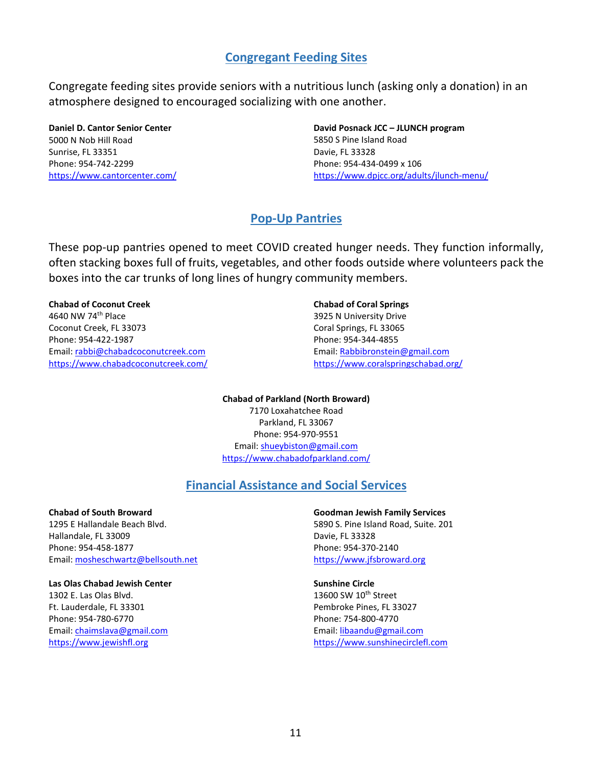## Congregant Feeding Sites

Congregate feeding sites provide seniors with a nutritious lunch (asking only a donation) in an atmosphere designed to encouraged socializing with one another.

**Daniel D. Cantor Senior Center**
5000 N Nob Hill Road
Sunrise, FL 33351
Phone: 954-742-2299
https://www.cantorcenter.com/

**David Posnack JCC – JLUNCH program**
5850 S Pine Island Road
Davie, FL 33328
Phone: 954-434-0499 x 106
https://www.dpjcc.org/adults/jlunch-menu/

## Pop-Up Pantries

These pop-up pantries opened to meet COVID created hunger needs. They function informally, often stacking boxes full of fruits, vegetables, and other foods outside where volunteers pack the boxes into the car trunks of long lines of hungry community members.

**Chabad of Coconut Creek**
4640 NW 74th Place
Coconut Creek, FL 33073
Phone: 954-422-1987
Email: rabbi@chabadcoconutcreek.com
https://www.chabadcoconutcreek.com/

**Chabad of Coral Springs**
3925 N University Drive
Coral Springs, FL 33065
Phone: 954-344-4855
Email: Rabbibronstein@gmail.com
https://www.coralspringschabad.org/

**Chabad of Parkland (North Broward)**
7170 Loxahatchee Road
Parkland, FL 33067
Phone: 954-970-9551
Email: shueybiston@gmail.com
https://www.chabadofparkland.com/

## Financial Assistance and Social Services

**Chabad of South Broward**
1295 E Hallandale Beach Blvd.
Hallandale, FL 33009
Phone: 954-458-1877
Email: mosheschwartz@bellsouth.net

**Goodman Jewish Family Services**
5890 S. Pine Island Road, Suite. 201
Davie, FL 33328
Phone: 954-370-2140
https://www.jfsbroward.org

**Las Olas Chabad Jewish Center**
1302 E. Las Olas Blvd.
Ft. Lauderdale, FL 33301
Phone: 954-780-6770
Email: chaimslava@gmail.com
https://www.jewishfl.org

**Sunshine Circle**
13600 SW 10th Street
Pembroke Pines, FL 33027
Phone: 754-800-4770
Email: libaandu@gmail.com
https://www.sunshinecirclefl.com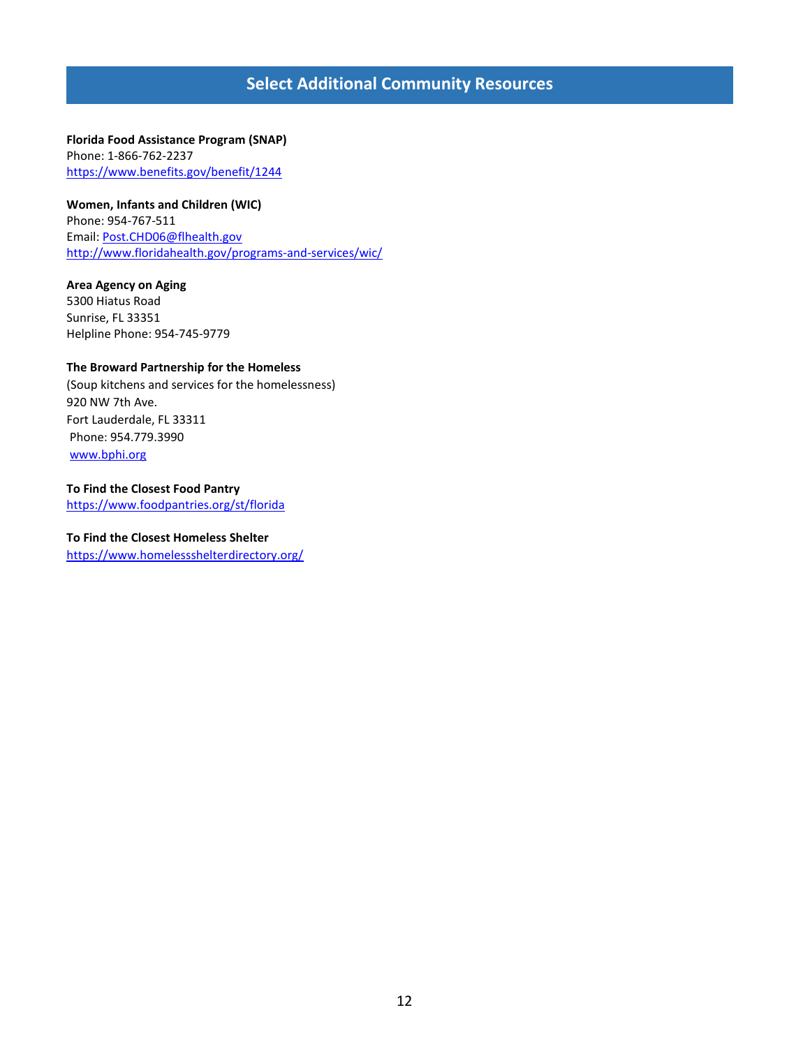## Select Additional Community Resources

**Florida Food Assistance Program (SNAP)**
Phone: 1-866-762-2237
https://www.benefits.gov/benefit/1244

**Women, Infants and Children (WIC)**
Phone: 954-767-511
Email: Post.CHD06@flhealth.gov
http://www.floridahealth.gov/programs-and-services/wic/

**Area Agency on Aging**
5300 Hiatus Road
Sunrise, FL 33351
Helpline Phone: 954-745-9779

**The Broward Partnership for the Homeless**
(Soup kitchens and services for the homelessness)
920 NW 7th Ave.
Fort Lauderdale, FL 33311
Phone: 954.779.3990
www.bphi.org

**To Find the Closest Food Pantry**
https://www.foodpantries.org/st/florida

**To Find the Closest Homeless Shelter**
https://www.homelessshelterdirectory.org/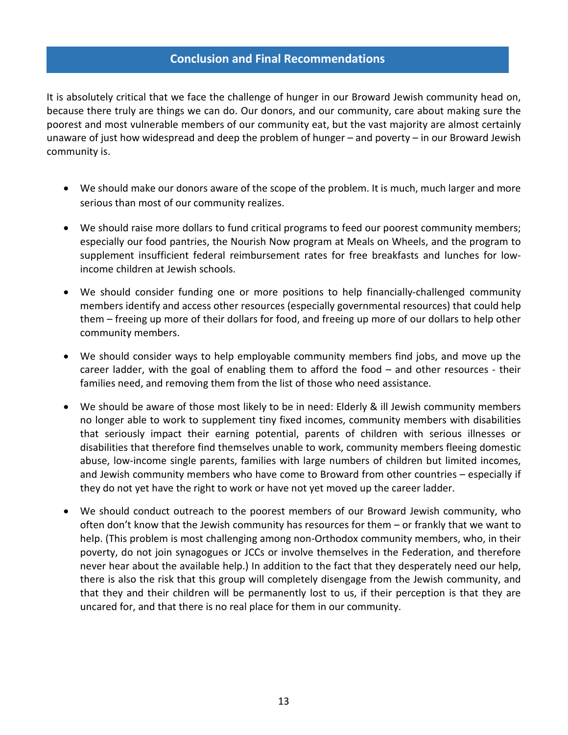## Conclusion and Final Recommendations

It is absolutely critical that we face the challenge of hunger in our Broward Jewish community head on, because there truly are things we can do. Our donors, and our community, care about making sure the poorest and most vulnerable members of our community eat, but the vast majority are almost certainly unaware of just how widespread and deep the problem of hunger – and poverty – in our Broward Jewish community is.

- We should make our donors aware of the scope of the problem. It is much, much larger and more serious than most of our community realizes.
- We should raise more dollars to fund critical programs to feed our poorest community members; especially our food pantries, the Nourish Now program at Meals on Wheels, and the program to supplement insufficient federal reimbursement rates for free breakfasts and lunches for low-income children at Jewish schools.
- We should consider funding one or more positions to help financially-challenged community members identify and access other resources (especially governmental resources) that could help them – freeing up more of their dollars for food, and freeing up more of our dollars to help other community members.
- We should consider ways to help employable community members find jobs, and move up the career ladder, with the goal of enabling them to afford the food – and other resources - their families need, and removing them from the list of those who need assistance.
- We should be aware of those most likely to be in need: Elderly & ill Jewish community members no longer able to work to supplement tiny fixed incomes, community members with disabilities that seriously impact their earning potential, parents of children with serious illnesses or disabilities that therefore find themselves unable to work, community members fleeing domestic abuse, low-income single parents, families with large numbers of children but limited incomes, and Jewish community members who have come to Broward from other countries – especially if they do not yet have the right to work or have not yet moved up the career ladder.
- We should conduct outreach to the poorest members of our Broward Jewish community, who often don't know that the Jewish community has resources for them – or frankly that we want to help. (This problem is most challenging among non-Orthodox community members, who, in their poverty, do not join synagogues or JCCs or involve themselves in the Federation, and therefore never hear about the available help.) In addition to the fact that they desperately need our help, there is also the risk that this group will completely disengage from the Jewish community, and that they and their children will be permanently lost to us, if their perception is that they are uncared for, and that there is no real place for them in our community.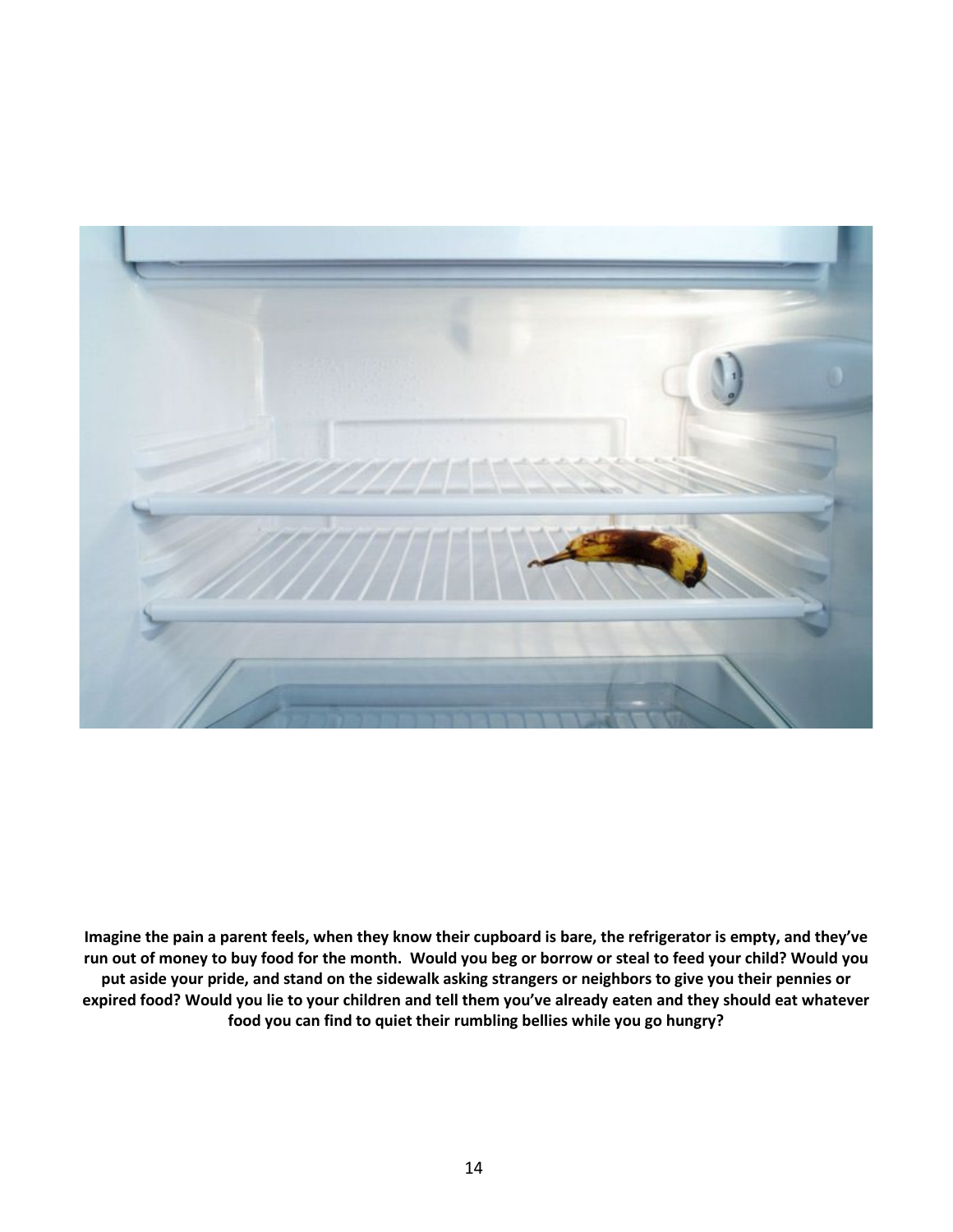**Imagine the pain a parent feels, when they know their cupboard is bare, the refrigerator is empty, and they've run out of money to buy food for the month. Would you beg or borrow or steal to feed your child? Would you put aside your pride, and stand on the sidewalk asking strangers or neighbors to give you their pennies or expired food? Would you lie to your children and tell them you've already eaten and they should eat whatever food you can find to quiet their rumbling bellies while you go hungry?**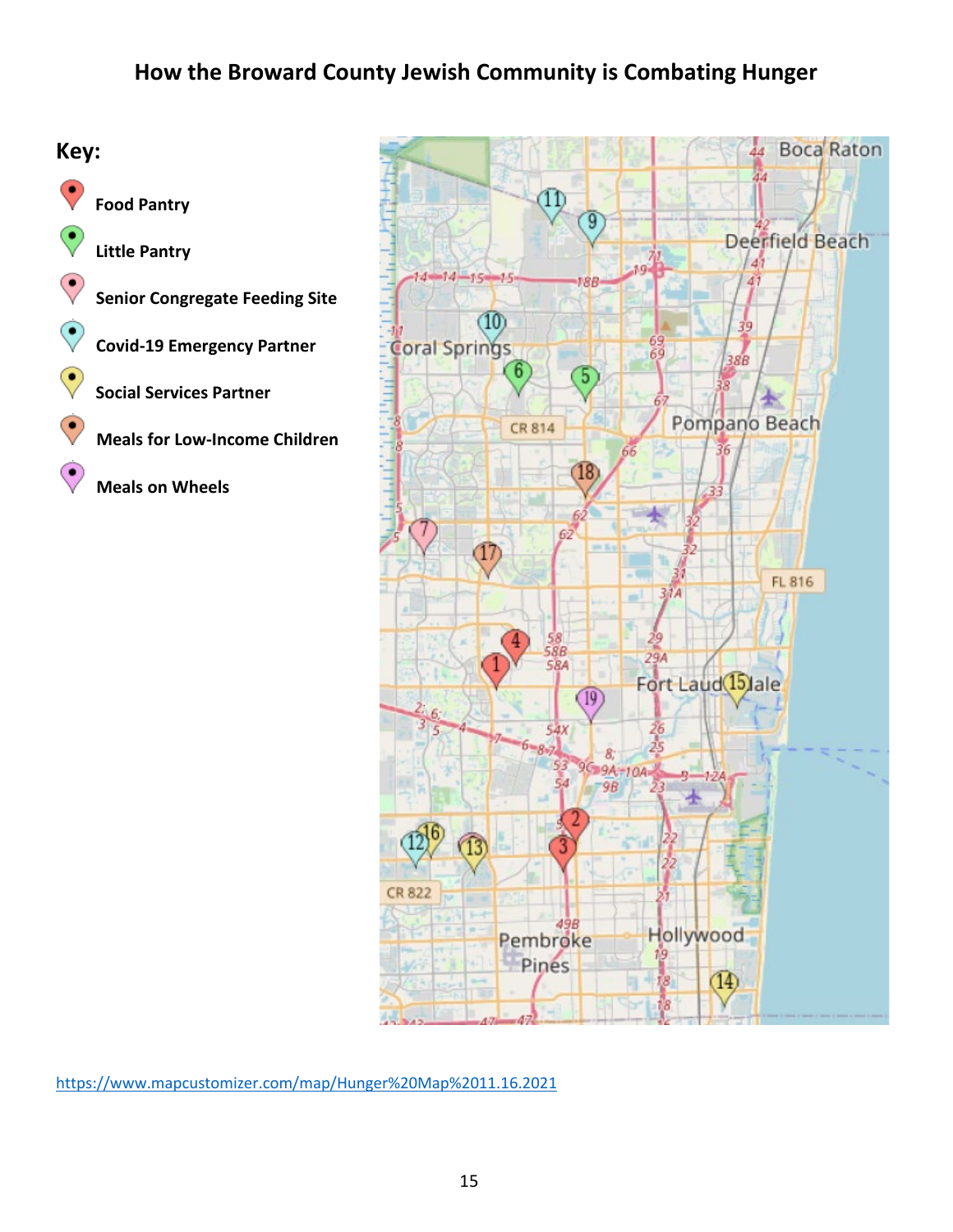# How the Broward County Jewish Community is Combating Hunger

**Key:**

- Food Pantry
- Little Pantry
- Senior Congregate Feeding Site
- Covid-19 Emergency Partner
- Social Services Partner
- Meals for Low-Income Children
- Meals on Wheels

https://www.mapcustomizer.com/map/Hunger%20Map%2011.16.2021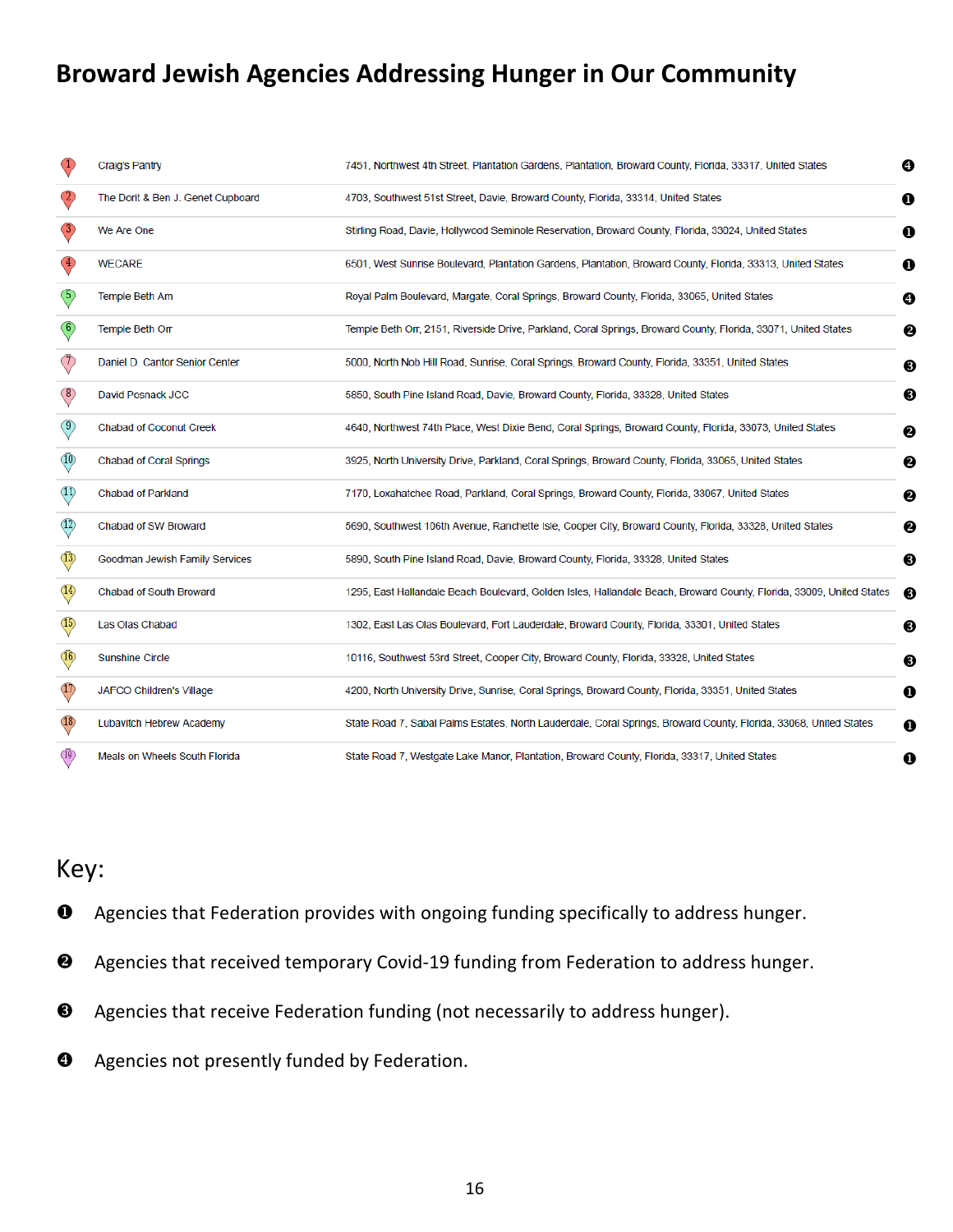# Broward Jewish Agencies Addressing Hunger in Our Community

| | | | |
|---|---|---|---|
| 1 | Craig's Pantry | 7451, Northwest 4th Street, Plantation Gardens, Plantation, Broward County, Florida, 33317, United States | ❹ |
| 2 | The Dorit & Ben J. Genet Cupboard | 4703, Southwest 51st Street, Davie, Broward County, Florida, 33314, United States | ❶ |
| 3 | We Are One | Stirling Road, Davie, Hollywood Seminole Reservation, Broward County, Florida, 33024, United States | ❶ |
| 4 | WECARE | 6501, West Sunrise Boulevard, Plantation Gardens, Plantation, Broward County, Florida, 33313, United States | ❶ |
| 5 | Temple Beth Am | Royal Palm Boulevard, Margate, Coral Springs, Broward County, Florida, 33065, United States | ❹ |
| 6 | Temple Beth Orr | Temple Beth Orr, 2151, Riverside Drive, Parkland, Coral Springs, Broward County, Florida, 33071, United States | ❷ |
| 7 | Daniel D. Cantor Senior Center | 5000, North Nob Hill Road, Sunrise, Coral Springs, Broward County, Florida, 33351, United States | ❸ |
| 8 | David Posnack JCC | 5850, South Pine Island Road, Davie, Broward County, Florida, 33328, United States | ❸ |
| 9 | Chabad of Coconut Creek | 4640, Northwest 74th Place, West Dixie Bend, Coral Springs, Broward County, Florida, 33073, United States | ❷ |
| 10 | Chabad of Coral Springs | 3925, North University Drive, Parkland, Coral Springs, Broward County, Florida, 33065, United States | ❷ |
| 11 | Chabad of Parkland | 7170, Loxahatchee Road, Parkland, Coral Springs, Broward County, Florida, 33067, United States | ❷ |
| 12 | Chabad of SW Broward | 5690, Southwest 106th Avenue, Ranchette Isle, Cooper City, Broward County, Florida, 33328, United States | ❷ |
| 13 | Goodman Jewish Family Services | 5890, South Pine Island Road, Davie, Broward County, Florida, 33328, United States | ❸ |
| 14 | Chabad of South Broward | 1295, East Hallandale Beach Boulevard, Golden Isles, Hallandale Beach, Broward County, Florida, 33009, United States | ❸ |
| 15 | Las Olas Chabad | 1302, East Las Olas Boulevard, Fort Lauderdale, Broward County, Florida, 33301, United States | ❸ |
| 16 | Sunshine Circle | 10116, Southwest 53rd Street, Cooper City, Broward County, Florida, 33328, United States | ❸ |
| 17 | JAFCO Children's Village | 4200, North University Drive, Sunrise, Coral Springs, Broward County, Florida, 33351, United States | ❶ |
| 18 | Lubavitch Hebrew Academy | State Road 7, Sabal Palms Estates, North Lauderdale, Coral Springs, Broward County, Florida, 33068, United States | ❶ |
| 19 | Meals on Wheels South Florida | State Road 7, Westgate Lake Manor, Plantation, Broward County, Florida, 33317, United States | ❶ |

## Key:

❶ Agencies that Federation provides with ongoing funding specifically to address hunger.

❷ Agencies that received temporary Covid-19 funding from Federation to address hunger.

❸ Agencies that receive Federation funding (not necessarily to address hunger).

❹ Agencies not presently funded by Federation.